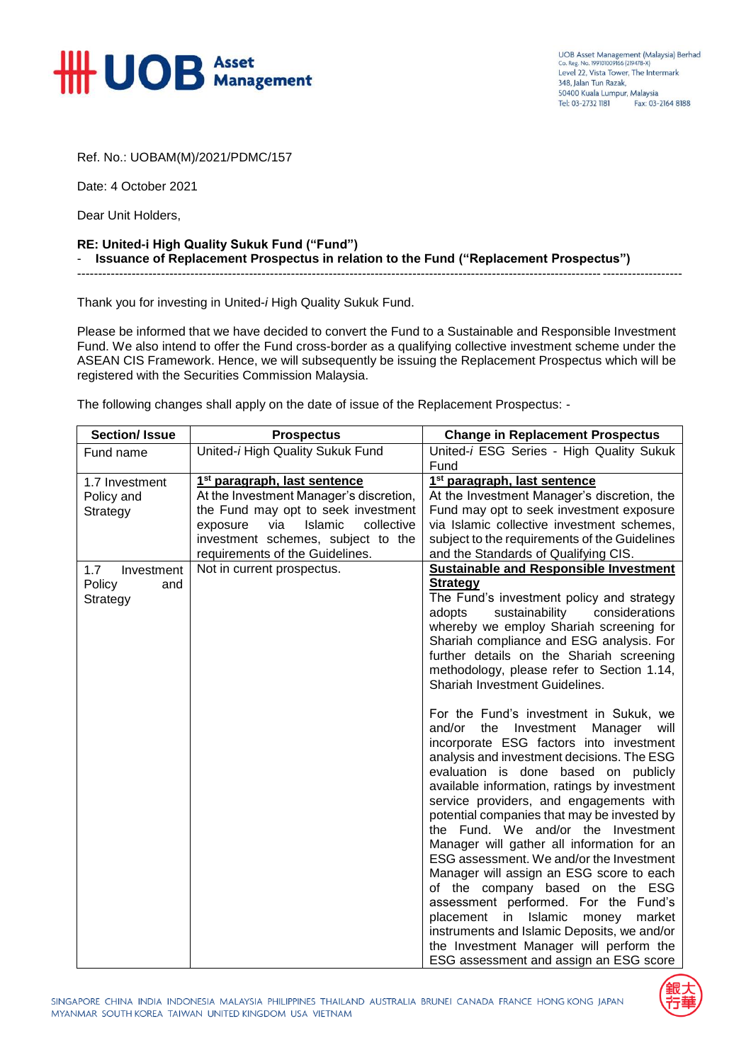Ref. No.: UOBAM(M)/2021/PDMC/157

Date: 4 October 2021

Dear Unit Holders,

**RE: United-i High Quality Sukuk Fund ("Fund")**
**- Issuance of Replacement Prospectus in relation to the Fund ("Replacement Prospectus")**

Thank you for investing in United-*i* High Quality Sukuk Fund.

Please be informed that we have decided to convert the Fund to a Sustainable and Responsible Investment Fund. We also intend to offer the Fund cross-border as a qualifying collective investment scheme under the ASEAN CIS Framework. Hence, we will subsequently be issuing the Replacement Prospectus which will be registered with the Securities Commission Malaysia.

The following changes shall apply on the date of issue of the Replacement Prospectus: -

| Section/ Issue | Prospectus | Change in Replacement Prospectus |
|---|---|---|
| Fund name | United-*i* High Quality Sukuk Fund | United-*i* ESG Series - High Quality Sukuk Fund |
| 1.7 Investment Policy and Strategy | **1st paragraph, last sentence**<br>At the Investment Manager's discretion, the Fund may opt to seek investment exposure via Islamic collective investment schemes, subject to the requirements of the Guidelines. | **1st paragraph, last sentence**<br>At the Investment Manager's discretion, the Fund may opt to seek investment exposure via Islamic collective investment schemes, subject to the requirements of the Guidelines and the Standards of Qualifying CIS. |
| 1.7 Investment Policy and Strategy | Not in current prospectus. | **Sustainable and Responsible Investment Strategy**<br>The Fund's investment policy and strategy adopts sustainability considerations whereby we employ Shariah screening for Shariah compliance and ESG analysis. For further details on the Shariah screening methodology, please refer to Section 1.14, Shariah Investment Guidelines.<br><br>For the Fund's investment in Sukuk, we and/or the Investment Manager will incorporate ESG factors into investment analysis and investment decisions. The ESG evaluation is done based on publicly available information, ratings by investment service providers, and engagements with potential companies that may be invested by the Fund. We and/or the Investment Manager will gather all information for an ESG assessment. We and/or the Investment Manager will assign an ESG score to each of the company based on the ESG assessment performed. For the Fund's placement in Islamic money market instruments and Islamic Deposits, we and/or the Investment Manager will perform the ESG assessment and assign an ESG score |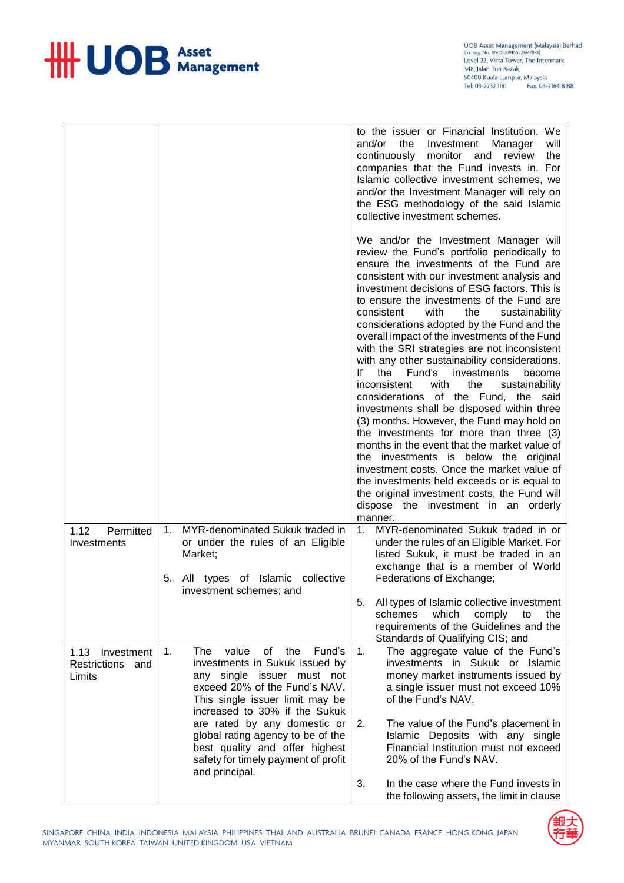| | | |
|---|---|---|
| | | to the issuer or Financial Institution. We and/or the Investment Manager will continuously monitor and review the companies that the Fund invests in. For Islamic collective investment schemes, we and/or the Investment Manager will rely on the ESG methodology of the said Islamic collective investment schemes.<br><br>We and/or the Investment Manager will review the Fund's portfolio periodically to ensure the investments of the Fund are consistent with our investment analysis and investment decisions of ESG factors. This is to ensure the investments of the Fund are consistent with the sustainability considerations adopted by the Fund and the overall impact of the investments of the Fund with the SRI strategies are not inconsistent with any other sustainability considerations. If the Fund's investments become inconsistent with the sustainability considerations of the Fund, the said investments shall be disposed within three (3) months. However, the Fund may hold on the investments for more than three (3) months in the event that the market value of the investments is below the original investment costs. Once the market value of the investments held exceeds or is equal to the original investment costs, the Fund will dispose the investment in an orderly manner. |
| 1.12 Permitted Investments | 1. MYR-denominated Sukuk traded in or under the rules of an Eligible Market;<br><br>5. All types of Islamic collective investment schemes; and | 1. MYR-denominated Sukuk traded in or under the rules of an Eligible Market. For listed Sukuk, it must be traded in an exchange that is a member of World Federations of Exchange;<br><br>5. All types of Islamic collective investment schemes which comply to the requirements of the Guidelines and the Standards of Qualifying CIS; and |
| 1.13 Investment Restrictions and Limits | 1. The value of the Fund's investments in Sukuk issued by any single issuer must not exceed 20% of the Fund's NAV. This single issuer limit may be increased to 30% if the Sukuk are rated by any domestic or global rating agency to be of the best quality and offer highest safety for timely payment of profit and principal. | 1. The aggregate value of the Fund's investments in Sukuk or Islamic money market instruments issued by a single issuer must not exceed 10% of the Fund's NAV.<br><br>2. The value of the Fund's placement in Islamic Deposits with any single Financial Institution must not exceed 20% of the Fund's NAV.<br><br>3. In the case where the Fund invests in the following assets, the limit in clause |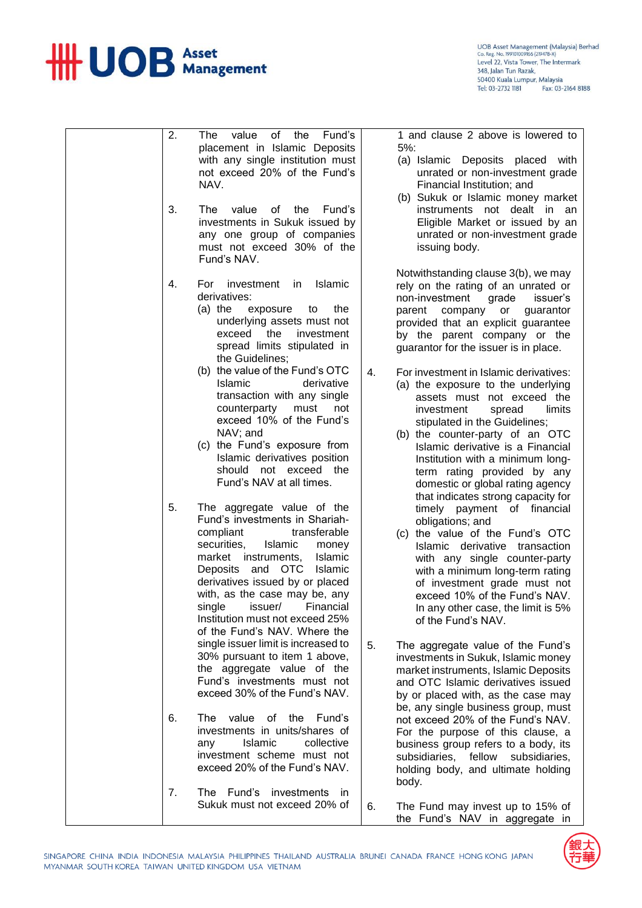| | | |
|---|---|---|
| | 2. The value of the Fund's placement in Islamic Deposits with any single institution must not exceed 20% of the Fund's NAV.<br><br>3. The value of the Fund's investments in Sukuk issued by any one group of companies must not exceed 30% of the Fund's NAV.<br><br>4. For investment in Islamic derivatives:<br>(a) the exposure to the underlying assets must not exceed the investment spread limits stipulated in the Guidelines;<br>(b) the value of the Fund's OTC Islamic derivative transaction with any single counterparty must not exceed 10% of the Fund's NAV; and<br>(c) the Fund's exposure from Islamic derivatives position should not exceed the Fund's NAV at all times.<br><br>5. The aggregate value of the Fund's investments in Shariah-compliant transferable securities, Islamic money market instruments, Islamic Deposits and OTC Islamic derivatives issued by or placed with, as the case may be, any single issuer/ Financial Institution must not exceed 25% of the Fund's NAV. Where the single issuer limit is increased to 30% pursuant to item 1 above, the aggregate value of the Fund's investments must not exceed 30% of the Fund's NAV.<br><br>6. The value of the Fund's investments in units/shares of any Islamic collective investment scheme must not exceed 20% of the Fund's NAV.<br><br>7. The Fund's investments in Sukuk must not exceed 20% of | 1 and clause 2 above is lowered to 5%:<br>(a) Islamic Deposits placed with unrated or non-investment grade Financial Institution; and<br>(b) Sukuk or Islamic money market instruments not dealt in an Eligible Market or issued by an unrated or non-investment grade issuing body.<br><br>Notwithstanding clause 3(b), we may rely on the rating of an unrated or non-investment grade issuer's parent company or guarantor provided that an explicit guarantee by the parent company or the guarantor for the issuer is in place.<br><br>4. For investment in Islamic derivatives:<br>(a) the exposure to the underlying assets must not exceed the investment spread limits stipulated in the Guidelines;<br>(b) the counter-party of an OTC Islamic derivative is a Financial Institution with a minimum long-term rating provided by any domestic or global rating agency that indicates strong capacity for timely payment of financial obligations; and<br>(c) the value of the Fund's OTC Islamic derivative transaction with any single counter-party with a minimum long-term rating of investment grade must not exceed 10% of the Fund's NAV. In any other case, the limit is 5% of the Fund's NAV.<br><br>5. The aggregate value of the Fund's investments in Sukuk, Islamic money market instruments, Islamic Deposits and OTC Islamic derivatives issued by or placed with, as the case may be, any single business group, must not exceed 20% of the Fund's NAV. For the purpose of this clause, a business group refers to a body, its subsidiaries, fellow subsidiaries, holding body, and ultimate holding body.<br><br>6. The Fund may invest up to 15% of the Fund's NAV in aggregate in |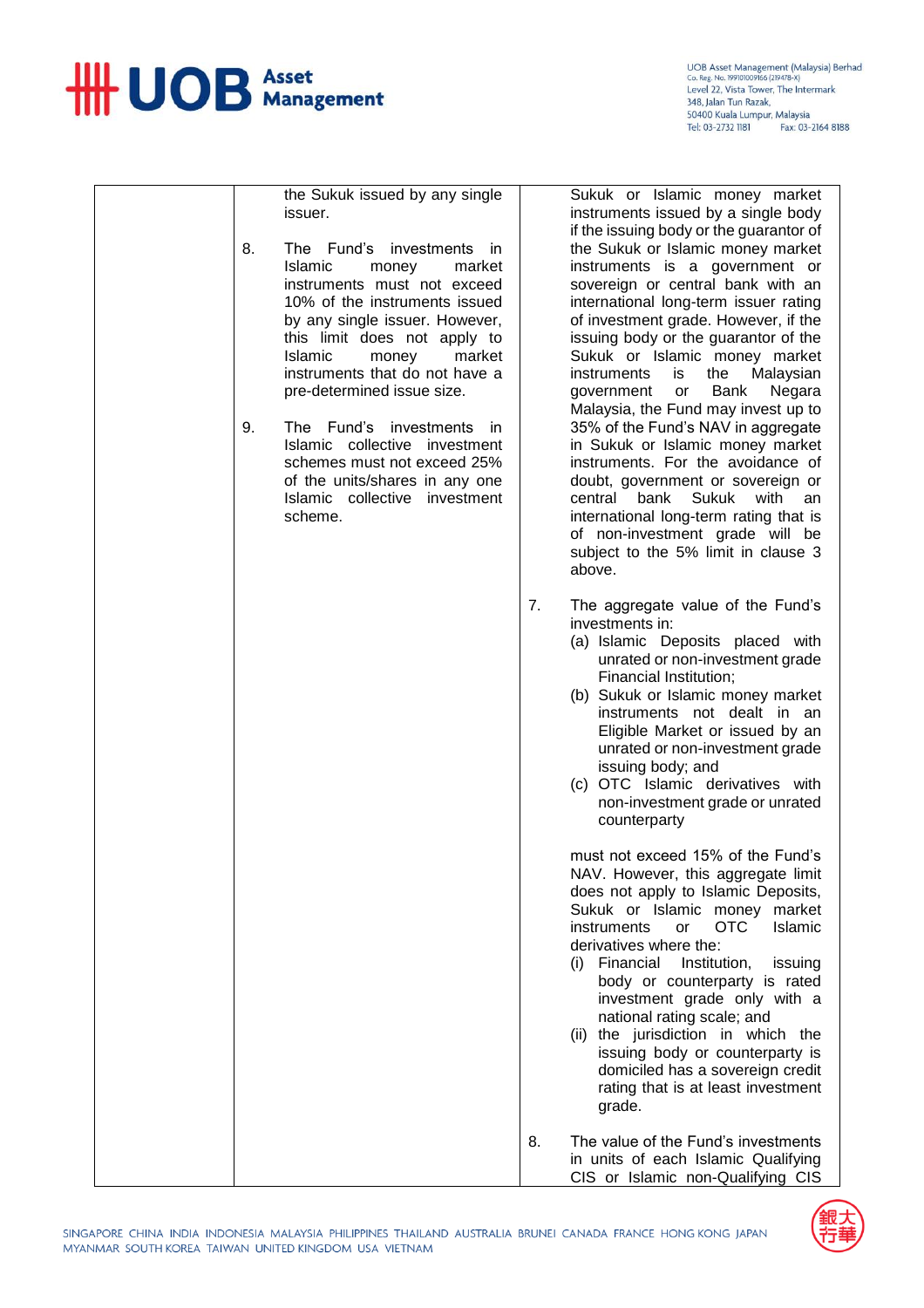| | | |
|---|---|---|
| | the Sukuk issued by any single issuer.<br><br>8. The Fund's investments in Islamic money market instruments must not exceed 10% of the instruments issued by any single issuer. However, this limit does not apply to Islamic money market instruments that do not have a pre-determined issue size.<br><br>9. The Fund's investments in Islamic collective investment schemes must not exceed 25% of the units/shares in any one Islamic collective investment scheme. | Sukuk or Islamic money market instruments issued by a single body if the issuing body or the guarantor of the Sukuk or Islamic money market instruments is a government or sovereign or central bank with an international long-term issuer rating of investment grade. However, if the issuing body or the guarantor of the Sukuk or Islamic money market instruments is the Malaysian government or Bank Negara Malaysia, the Fund may invest up to 35% of the Fund's NAV in aggregate in Sukuk or Islamic money market instruments. For the avoidance of doubt, government or sovereign or central bank Sukuk with an international long-term rating that is of non-investment grade will be subject to the 5% limit in clause 3 above.<br><br>7. The aggregate value of the Fund's investments in:<br>(a) Islamic Deposits placed with unrated or non-investment grade Financial Institution;<br>(b) Sukuk or Islamic money market instruments not dealt in an Eligible Market or issued by an unrated or non-investment grade issuing body; and<br>(c) OTC Islamic derivatives with non-investment grade or unrated counterparty<br><br>must not exceed 15% of the Fund's NAV. However, this aggregate limit does not apply to Islamic Deposits, Sukuk or Islamic money market instruments or OTC Islamic derivatives where the:<br>(i) Financial Institution, issuing body or counterparty is rated investment grade only with a national rating scale; and<br>(ii) the jurisdiction in which the issuing body or counterparty is domiciled has a sovereign credit rating that is at least investment grade.<br><br>8. The value of the Fund's investments in units of each Islamic Qualifying CIS or Islamic non-Qualifying CIS |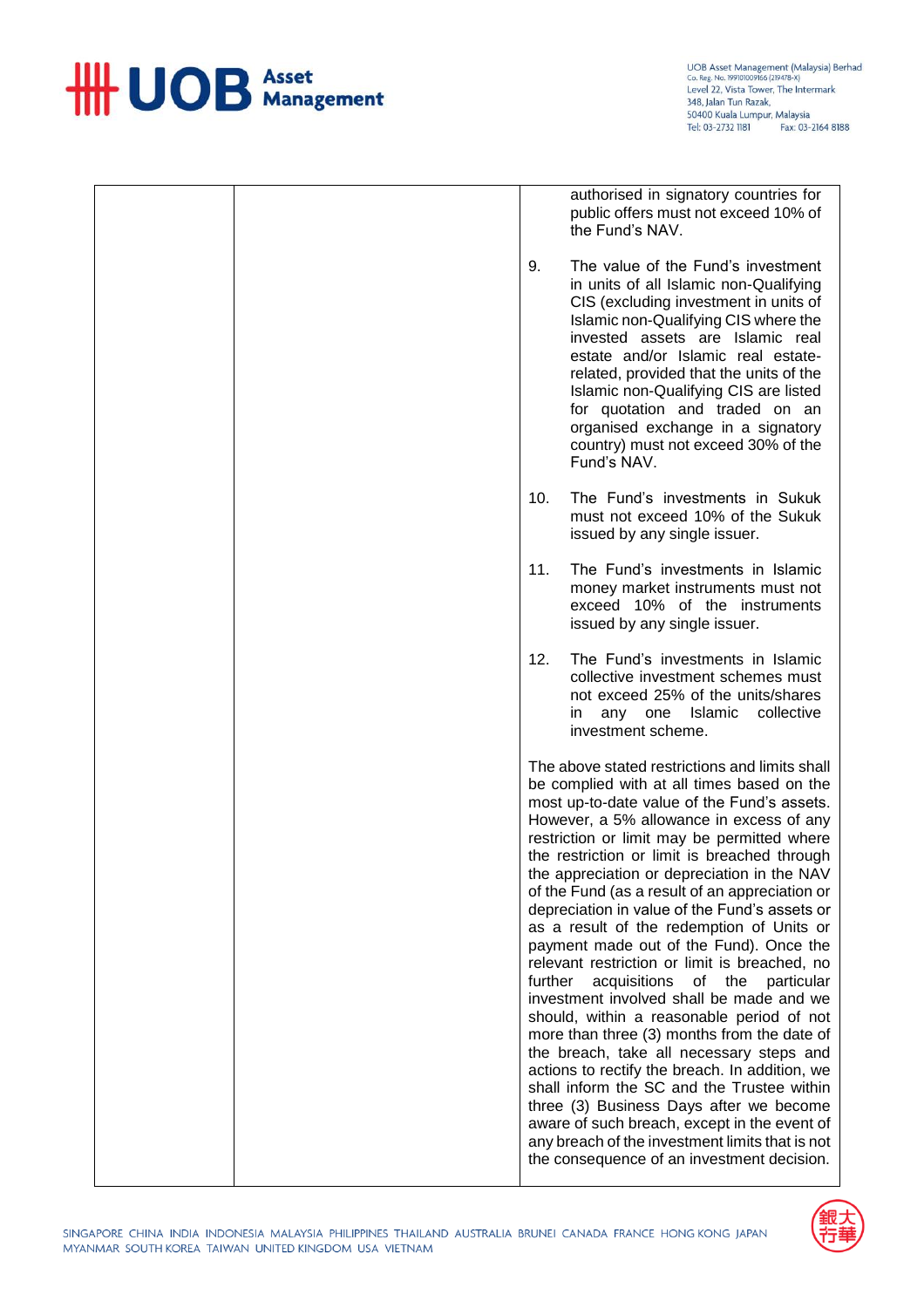| | | authorised in signatory countries for public offers must not exceed 10% of the Fund's NAV.<br><br>9. The value of the Fund's investment in units of all Islamic non-Qualifying CIS (excluding investment in units of Islamic non-Qualifying CIS where the invested assets are Islamic real estate and/or Islamic real estate-related, provided that the units of the Islamic non-Qualifying CIS are listed for quotation and traded on an organised exchange in a signatory country) must not exceed 30% of the Fund's NAV.<br><br>10. The Fund's investments in Sukuk must not exceed 10% of the Sukuk issued by any single issuer.<br><br>11. The Fund's investments in Islamic money market instruments must not exceed 10% of the instruments issued by any single issuer.<br><br>12. The Fund's investments in Islamic collective investment schemes must not exceed 25% of the units/shares in any one Islamic collective investment scheme.<br><br>The above stated restrictions and limits shall be complied with at all times based on the most up-to-date value of the Fund's assets. However, a 5% allowance in excess of any restriction or limit may be permitted where the restriction or limit is breached through the appreciation or depreciation in the NAV of the Fund (as a result of an appreciation or depreciation in value of the Fund's assets or as a result of the redemption of Units or payment made out of the Fund). Once the relevant restriction or limit is breached, no further acquisitions of the particular investment involved shall be made and we should, within a reasonable period of not more than three (3) months from the date of the breach, take all necessary steps and actions to rectify the breach. In addition, we shall inform the SC and the Trustee within three (3) Business Days after we become aware of such breach, except in the event of any breach of the investment limits that is not the consequence of an investment decision. |
|---|---|---|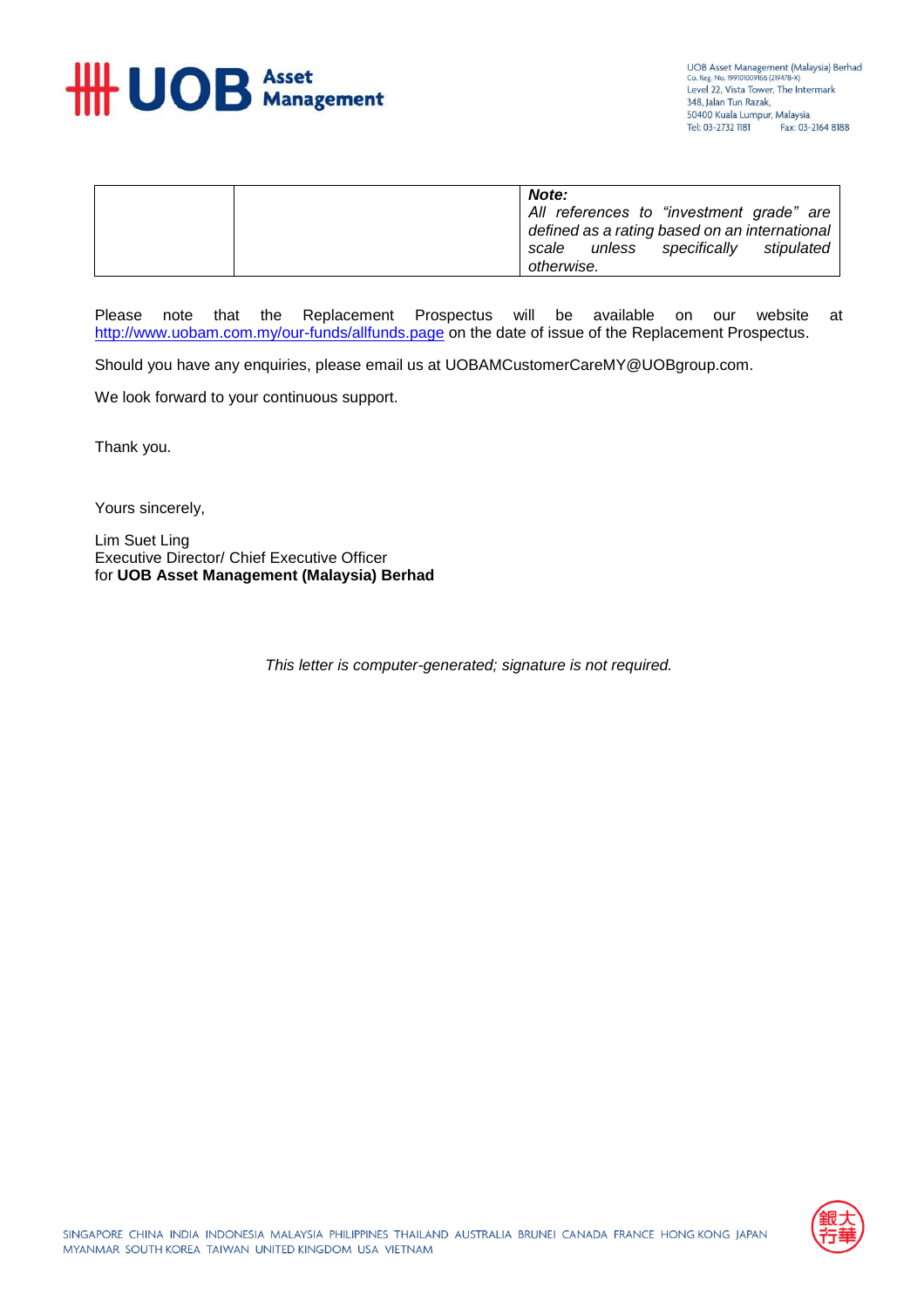| | | |
|---|---|---|
| | | ***Note:*** *All references to "investment grade" are defined as a rating based on an international scale unless specifically stipulated otherwise.* |

Please note that the Replacement Prospectus will be available on our website at http://www.uobam.com.my/our-funds/allfunds.page on the date of issue of the Replacement Prospectus.

Should you have any enquiries, please email us at UOBAMCustomerCareMY@UOBgroup.com.

We look forward to your continuous support.

Thank you.

Yours sincerely,

Lim Suet Ling
Executive Director/ Chief Executive Officer
for **UOB Asset Management (Malaysia) Berhad**

*This letter is computer-generated; signature is not required.*